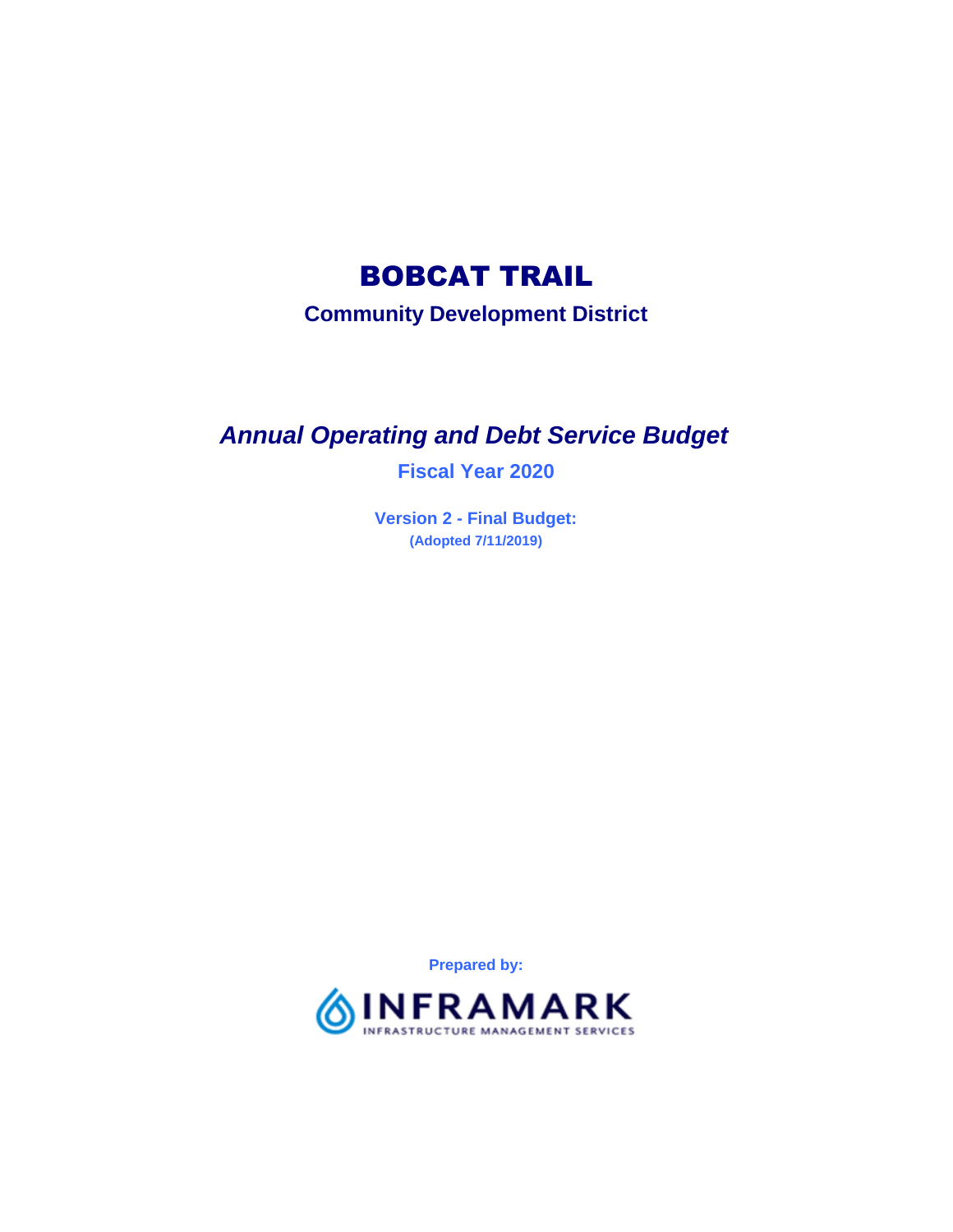# BOBCAT TRAIL

## Community Development District

## *Annual Operating and Debt Service Budget*

### Fiscal Year 2020

**Version 2 - Final Budget:**

**(Adopted 7/11/2019)**

**Prepared by:**

INFRAMARK
INFRASTRUCTURE MANAGEMENT SERVICES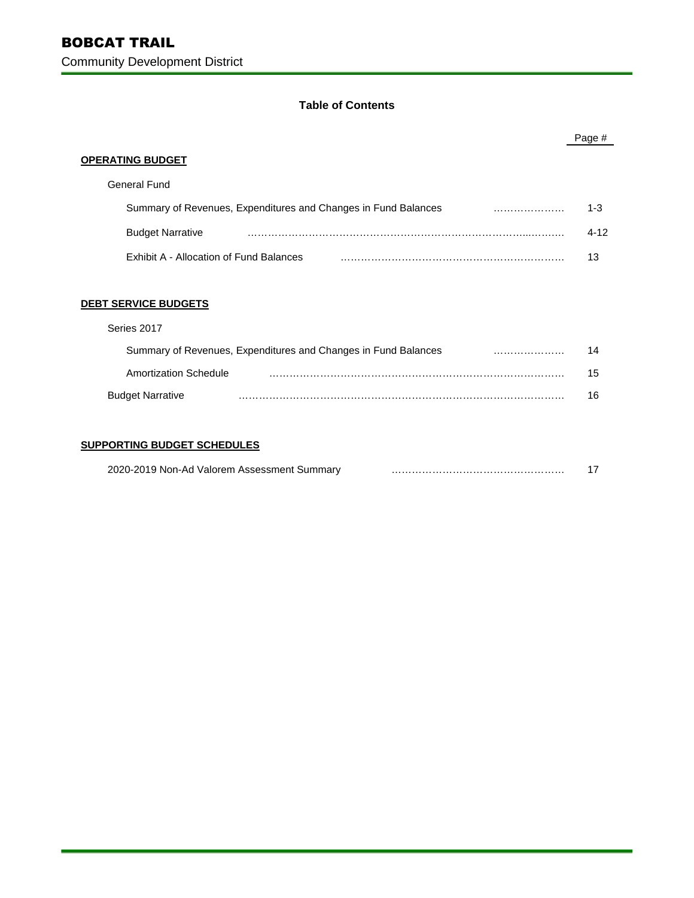# BOBCAT TRAIL

Community Development District

## Table of Contents

| | Page # |
|---|---|
| **OPERATING BUDGET** | |
| General Fund | |
| Summary of Revenues, Expenditures and Changes in Fund Balances | 1-3 |
| Budget Narrative | 4-12 |
| Exhibit A - Allocation of Fund Balances | 13 |
| **DEBT SERVICE BUDGETS** | |
| Series 2017 | |
| Summary of Revenues, Expenditures and Changes in Fund Balances | 14 |
| Amortization Schedule | 15 |
| Budget Narrative | 16 |
| **SUPPORTING BUDGET SCHEDULES** | |
| 2020-2019 Non-Ad Valorem Assessment Summary | 17 |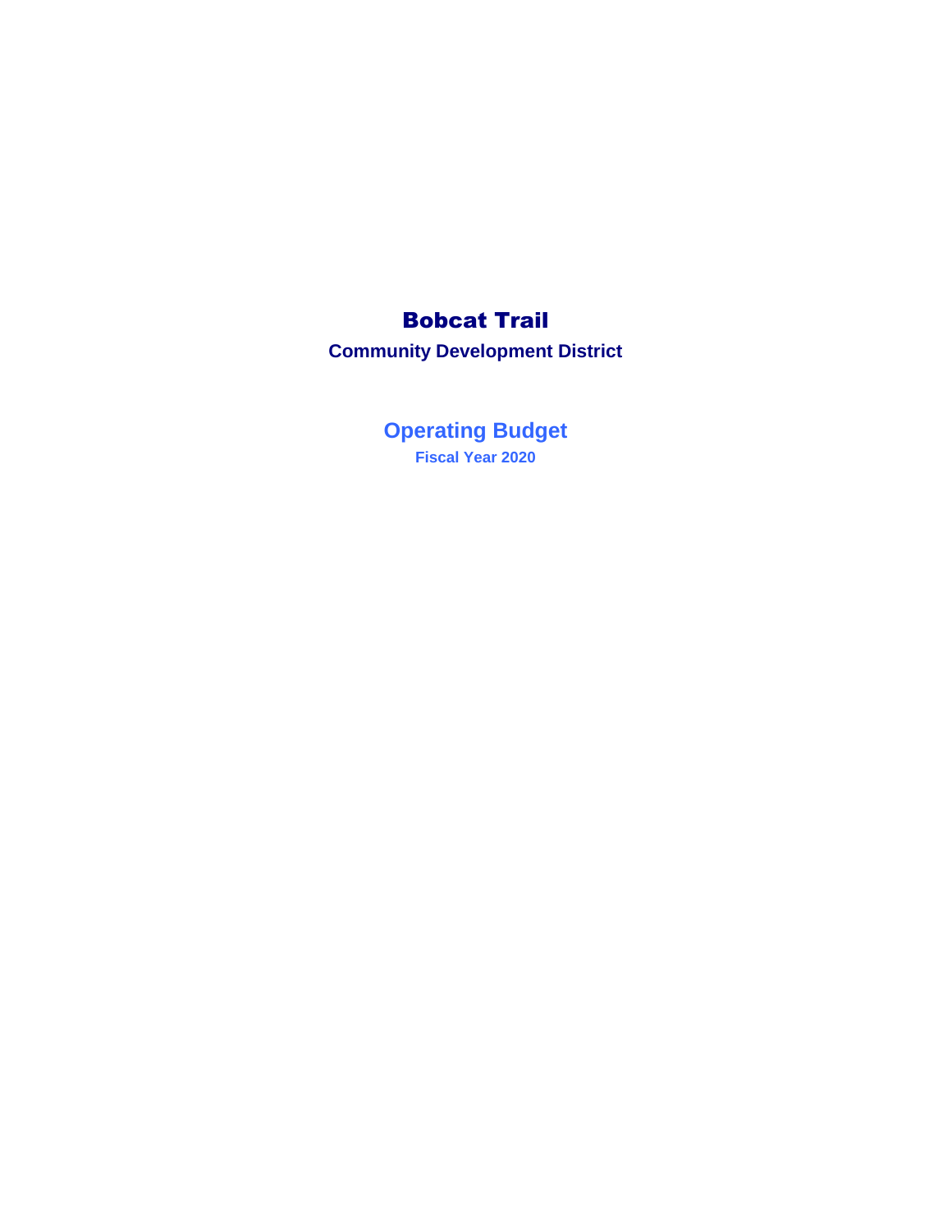# Bobcat Trail

## Community Development District

## Operating Budget

### Fiscal Year 2020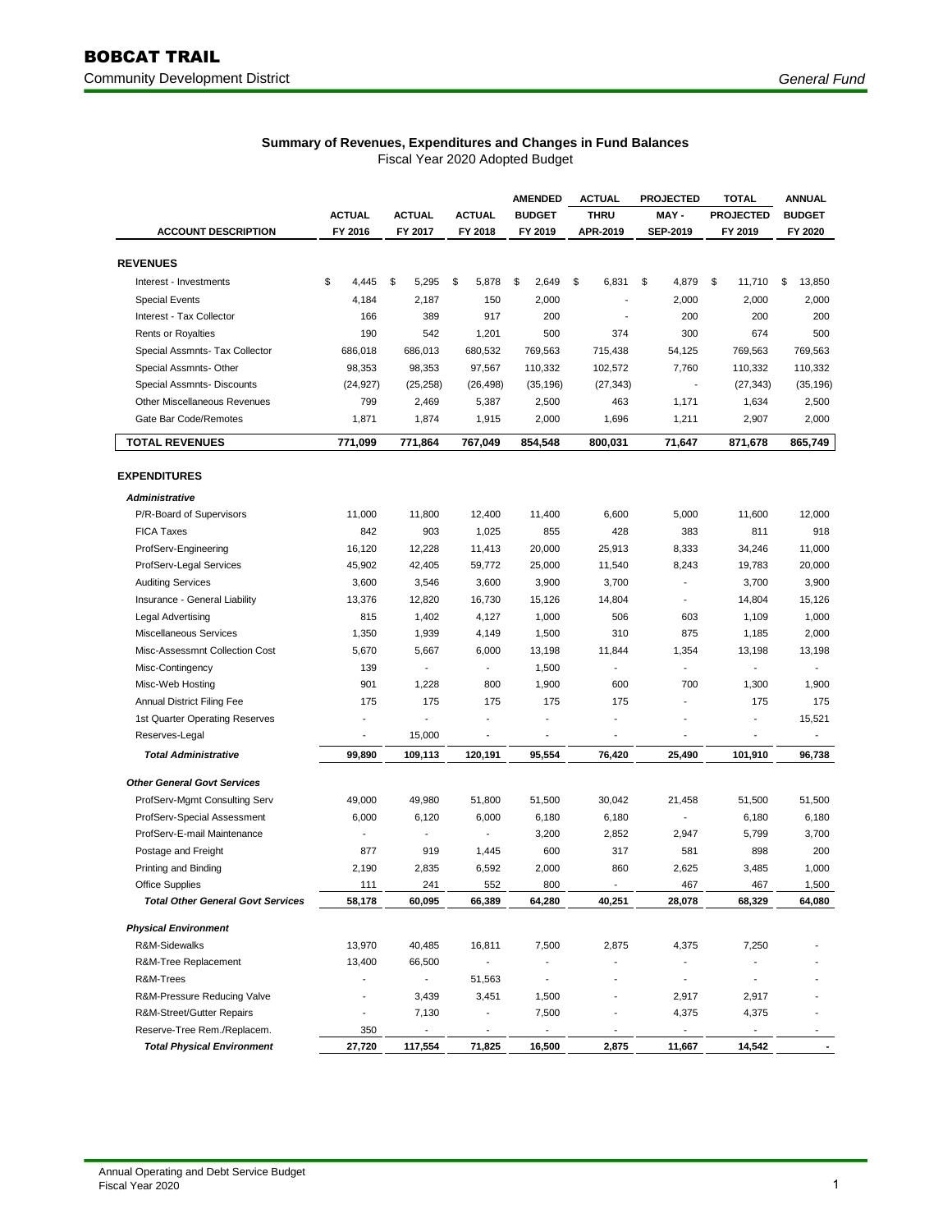# BOBCAT TRAIL

Community Development District

*General Fund*

**Summary of Revenues, Expenditures and Changes in Fund Balances**

Fiscal Year 2020 Adopted Budget

| ACCOUNT DESCRIPTION | ACTUAL FY 2016 | ACTUAL FY 2017 | ACTUAL FY 2018 | AMENDED BUDGET FY 2019 | ACTUAL THRU APR-2019 | PROJECTED MAY - SEP-2019 | TOTAL PROJECTED FY 2019 | ANNUAL BUDGET FY 2020 |
|---|---|---|---|---|---|---|---|---|
| **REVENUES** | | | | | | | | |
| Interest - Investments | $ 4,445 | $ 5,295 | $ 5,878 | $ 2,649 | $ 6,831 | $ 4,879 | $ 11,710 | $ 13,850 |
| Special Events | 4,184 | 2,187 | 150 | 2,000 | - | 2,000 | 2,000 | 2,000 |
| Interest - Tax Collector | 166 | 389 | 917 | 200 | - | 200 | 200 | 200 |
| Rents or Royalties | 190 | 542 | 1,201 | 500 | 374 | 300 | 674 | 500 |
| Special Assmnts- Tax Collector | 686,018 | 686,013 | 680,532 | 769,563 | 715,438 | 54,125 | 769,563 | 769,563 |
| Special Assmnts- Other | 98,353 | 98,353 | 97,567 | 110,332 | 102,572 | 7,760 | 110,332 | 110,332 |
| Special Assmnts- Discounts | (24,927) | (25,258) | (26,498) | (35,196) | (27,343) | - | (27,343) | (35,196) |
| Other Miscellaneous Revenues | 799 | 2,469 | 5,387 | 2,500 | 463 | 1,171 | 1,634 | 2,500 |
| Gate Bar Code/Remotes | 1,871 | 1,874 | 1,915 | 2,000 | 1,696 | 1,211 | 2,907 | 2,000 |
| **TOTAL REVENUES** | **771,099** | **771,864** | **767,049** | **854,548** | **800,031** | **71,647** | **871,678** | **865,749** |
| **EXPENDITURES** | | | | | | | | |
| ***Administrative*** | | | | | | | | |
| P/R-Board of Supervisors | 11,000 | 11,800 | 12,400 | 11,400 | 6,600 | 5,000 | 11,600 | 12,000 |
| FICA Taxes | 842 | 903 | 1,025 | 855 | 428 | 383 | 811 | 918 |
| ProfServ-Engineering | 16,120 | 12,228 | 11,413 | 20,000 | 25,913 | 8,333 | 34,246 | 11,000 |
| ProfServ-Legal Services | 45,902 | 42,405 | 59,772 | 25,000 | 11,540 | 8,243 | 19,783 | 20,000 |
| Auditing Services | 3,600 | 3,546 | 3,600 | 3,900 | 3,700 | - | 3,700 | 3,900 |
| Insurance - General Liability | 13,376 | 12,820 | 16,730 | 15,126 | 14,804 | - | 14,804 | 15,126 |
| Legal Advertising | 815 | 1,402 | 4,127 | 1,000 | 506 | 603 | 1,109 | 1,000 |
| Miscellaneous Services | 1,350 | 1,939 | 4,149 | 1,500 | 310 | 875 | 1,185 | 2,000 |
| Misc-Assessmnt Collection Cost | 5,670 | 5,667 | 6,000 | 13,198 | 11,844 | 1,354 | 13,198 | 13,198 |
| Misc-Contingency | 139 | - | - | 1,500 | - | - | - | - |
| Misc-Web Hosting | 901 | 1,228 | 800 | 1,900 | 600 | 700 | 1,300 | 1,900 |
| Annual District Filing Fee | 175 | 175 | 175 | 175 | 175 | - | 175 | 175 |
| 1st Quarter Operating Reserves | - | - | - | - | - | - | - | 15,521 |
| Reserves-Legal | - | 15,000 | - | - | - | - | - | - |
| ***Total Administrative*** | **99,890** | **109,113** | **120,191** | **95,554** | **76,420** | **25,490** | **101,910** | **96,738** |
| ***Other General Govt Services*** | | | | | | | | |
| ProfServ-Mgmt Consulting Serv | 49,000 | 49,980 | 51,800 | 51,500 | 30,042 | 21,458 | 51,500 | 51,500 |
| ProfServ-Special Assessment | 6,000 | 6,120 | 6,000 | 6,180 | 6,180 | - | 6,180 | 6,180 |
| ProfServ-E-mail Maintenance | - | - | - | 3,200 | 2,852 | 2,947 | 5,799 | 3,700 |
| Postage and Freight | 877 | 919 | 1,445 | 600 | 317 | 581 | 898 | 200 |
| Printing and Binding | 2,190 | 2,835 | 6,592 | 2,000 | 860 | 2,625 | 3,485 | 1,000 |
| Office Supplies | 111 | 241 | 552 | 800 | - | 467 | 467 | 1,500 |
| ***Total Other General Govt Services*** | **58,178** | **60,095** | **66,389** | **64,280** | **40,251** | **28,078** | **68,329** | **64,080** |
| ***Physical Environment*** | | | | | | | | |
| R&M-Sidewalks | 13,970 | 40,485 | 16,811 | 7,500 | 2,875 | 4,375 | 7,250 | - |
| R&M-Tree Replacement | 13,400 | 66,500 | - | - | - | - | - | - |
| R&M-Trees | - | - | 51,563 | - | - | - | - | - |
| R&M-Pressure Reducing Valve | - | 3,439 | 3,451 | 1,500 | - | 2,917 | 2,917 | - |
| R&M-Street/Gutter Repairs | - | 7,130 | - | 7,500 | - | 4,375 | 4,375 | - |
| Reserve-Tree Rem./Replacem. | 350 | - | - | - | - | - | - | - |
| ***Total Physical Environment*** | **27,720** | **117,554** | **71,825** | **16,500** | **2,875** | **11,667** | **14,542** | **-** |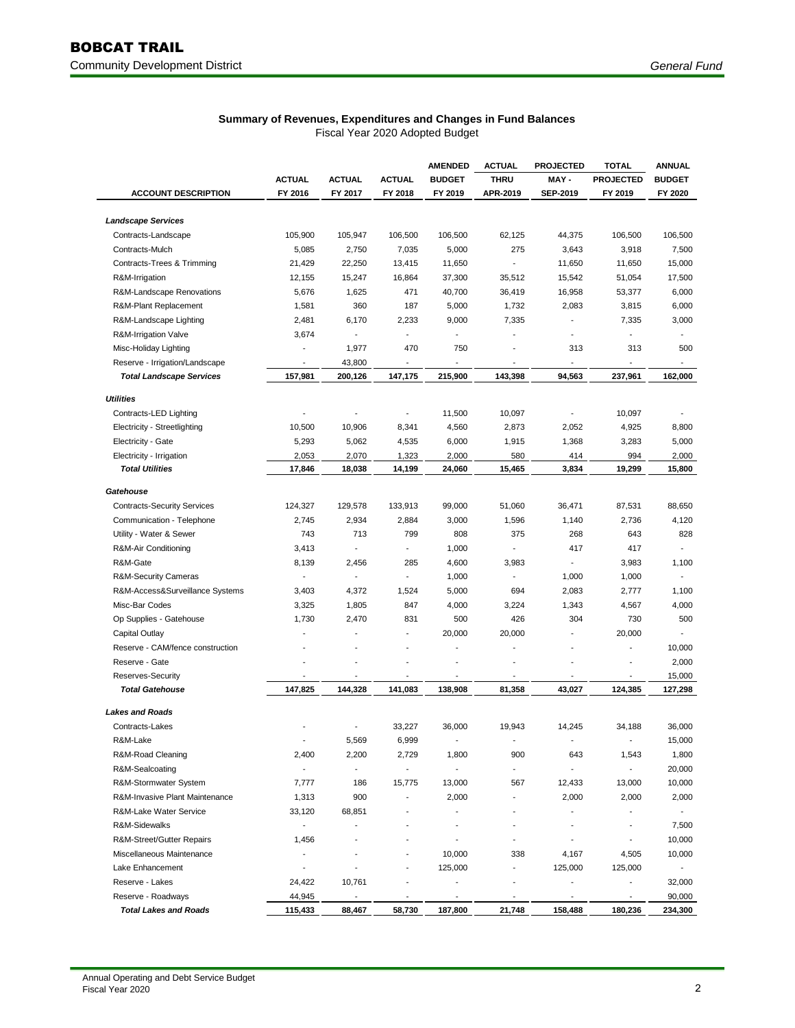# BOBCAT TRAIL

Community Development District

*General Fund*

**Summary of Revenues, Expenditures and Changes in Fund Balances**

Fiscal Year 2020 Adopted Budget

| ACCOUNT DESCRIPTION | ACTUAL FY 2016 | ACTUAL FY 2017 | ACTUAL FY 2018 | AMENDED BUDGET FY 2019 | ACTUAL THRU APR-2019 | PROJECTED MAY - SEP-2019 | TOTAL PROJECTED FY 2019 | ANNUAL BUDGET FY 2020 |
|---|---|---|---|---|---|---|---|---|
| ***Landscape Services*** | | | | | | | | |
| Contracts-Landscape | 105,900 | 105,947 | 106,500 | 106,500 | 62,125 | 44,375 | 106,500 | 106,500 |
| Contracts-Mulch | 5,085 | 2,750 | 7,035 | 5,000 | 275 | 3,643 | 3,918 | 7,500 |
| Contracts-Trees & Trimming | 21,429 | 22,250 | 13,415 | 11,650 | - | 11,650 | 11,650 | 15,000 |
| R&M-Irrigation | 12,155 | 15,247 | 16,864 | 37,300 | 35,512 | 15,542 | 51,054 | 17,500 |
| R&M-Landscape Renovations | 5,676 | 1,625 | 471 | 40,700 | 36,419 | 16,958 | 53,377 | 6,000 |
| R&M-Plant Replacement | 1,581 | 360 | 187 | 5,000 | 1,732 | 2,083 | 3,815 | 6,000 |
| R&M-Landscape Lighting | 2,481 | 6,170 | 2,233 | 9,000 | 7,335 | - | 7,335 | 3,000 |
| R&M-Irrigation Valve | 3,674 | - | - | - | - | - | - | - |
| Misc-Holiday Lighting | - | 1,977 | 470 | 750 | - | 313 | 313 | 500 |
| Reserve - Irrigation/Landscape | - | 43,800 | - | - | - | - | - | - |
| ***Total Landscape Services*** | **157,981** | **200,126** | **147,175** | **215,900** | **143,398** | **94,563** | **237,961** | **162,000** |
| ***Utilities*** | | | | | | | | |
| Contracts-LED Lighting | - | - | - | 11,500 | 10,097 | - | 10,097 | - |
| Electricity - Streetlighting | 10,500 | 10,906 | 8,341 | 4,560 | 2,873 | 2,052 | 4,925 | 8,800 |
| Electricity - Gate | 5,293 | 5,062 | 4,535 | 6,000 | 1,915 | 1,368 | 3,283 | 5,000 |
| Electricity - Irrigation | 2,053 | 2,070 | 1,323 | 2,000 | 580 | 414 | 994 | 2,000 |
| ***Total Utilities*** | **17,846** | **18,038** | **14,199** | **24,060** | **15,465** | **3,834** | **19,299** | **15,800** |
| ***Gatehouse*** | | | | | | | | |
| Contracts-Security Services | 124,327 | 129,578 | 133,913 | 99,000 | 51,060 | 36,471 | 87,531 | 88,650 |
| Communication - Telephone | 2,745 | 2,934 | 2,884 | 3,000 | 1,596 | 1,140 | 2,736 | 4,120 |
| Utility - Water & Sewer | 743 | 713 | 799 | 808 | 375 | 268 | 643 | 828 |
| R&M-Air Conditioning | 3,413 | - | - | 1,000 | - | 417 | 417 | - |
| R&M-Gate | 8,139 | 2,456 | 285 | 4,600 | 3,983 | - | 3,983 | 1,100 |
| R&M-Security Cameras | - | - | - | 1,000 | - | 1,000 | 1,000 | - |
| R&M-Access&Surveillance Systems | 3,403 | 4,372 | 1,524 | 5,000 | 694 | 2,083 | 2,777 | 1,100 |
| Misc-Bar Codes | 3,325 | 1,805 | 847 | 4,000 | 3,224 | 1,343 | 4,567 | 4,000 |
| Op Supplies - Gatehouse | 1,730 | 2,470 | 831 | 500 | 426 | 304 | 730 | 500 |
| Capital Outlay | - | - | - | 20,000 | 20,000 | - | 20,000 | - |
| Reserve - CAM/fence construction | - | - | - | - | - | - | - | 10,000 |
| Reserve - Gate | - | - | - | - | - | - | - | 2,000 |
| Reserves-Security | - | - | - | - | - | - | - | 15,000 |
| ***Total Gatehouse*** | **147,825** | **144,328** | **141,083** | **138,908** | **81,358** | **43,027** | **124,385** | **127,298** |
| ***Lakes and Roads*** | | | | | | | | |
| Contracts-Lakes | - | - | 33,227 | 36,000 | 19,943 | 14,245 | 34,188 | 36,000 |
| R&M-Lake | - | 5,569 | 6,999 | - | - | - | - | 15,000 |
| R&M-Road Cleaning | 2,400 | 2,200 | 2,729 | 1,800 | 900 | 643 | 1,543 | 1,800 |
| R&M-Sealcoating | - | - | - | - | - | - | - | 20,000 |
| R&M-Stormwater System | 7,777 | 186 | 15,775 | 13,000 | 567 | 12,433 | 13,000 | 10,000 |
| R&M-Invasive Plant Maintenance | 1,313 | 900 | - | 2,000 | - | 2,000 | 2,000 | 2,000 |
| R&M-Lake Water Service | 33,120 | 68,851 | - | - | - | - | - | - |
| R&M-Sidewalks | - | - | - | - | - | - | - | 7,500 |
| R&M-Street/Gutter Repairs | 1,456 | - | - | - | - | - | - | 10,000 |
| Miscellaneous Maintenance | - | - | - | 10,000 | 338 | 4,167 | 4,505 | 10,000 |
| Lake Enhancement | - | - | - | 125,000 | - | 125,000 | 125,000 | - |
| Reserve - Lakes | 24,422 | 10,761 | - | - | - | - | - | 32,000 |
| Reserve - Roadways | 44,945 | - | - | - | - | - | - | 90,000 |
| ***Total Lakes and Roads*** | **115,433** | **88,467** | **58,730** | **187,800** | **21,748** | **158,488** | **180,236** | **234,300** |

Annual Operating and Debt Service Budget
Fiscal Year 2020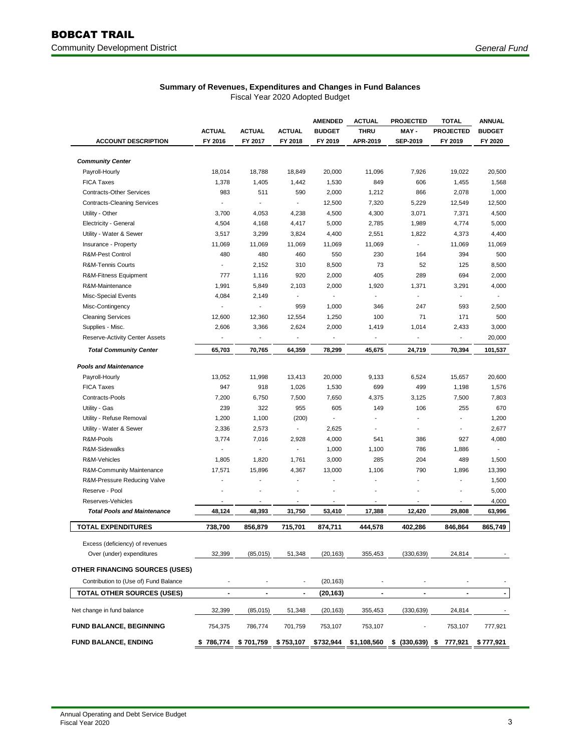# BOBCAT TRAIL

Community Development District

*General Fund*

**Summary of Revenues, Expenditures and Changes in Fund Balances**

Fiscal Year 2020 Adopted Budget

| ACCOUNT DESCRIPTION | ACTUAL FY 2016 | ACTUAL FY 2017 | ACTUAL FY 2018 | AMENDED BUDGET FY 2019 | ACTUAL THRU APR-2019 | PROJECTED MAY - SEP-2019 | TOTAL PROJECTED FY 2019 | ANNUAL BUDGET FY 2020 |
|---|---|---|---|---|---|---|---|---|
| ***Community Center*** | | | | | | | | |
| Payroll-Hourly | 18,014 | 18,788 | 18,849 | 20,000 | 11,096 | 7,926 | 19,022 | 20,500 |
| FICA Taxes | 1,378 | 1,405 | 1,442 | 1,530 | 849 | 606 | 1,455 | 1,568 |
| Contracts-Other Services | 983 | 511 | 590 | 2,000 | 1,212 | 866 | 2,078 | 1,000 |
| Contracts-Cleaning Services | - | - | - | 12,500 | 7,320 | 5,229 | 12,549 | 12,500 |
| Utility - Other | 3,700 | 4,053 | 4,238 | 4,500 | 4,300 | 3,071 | 7,371 | 4,500 |
| Electricity - General | 4,504 | 4,168 | 4,417 | 5,000 | 2,785 | 1,989 | 4,774 | 5,000 |
| Utility - Water & Sewer | 3,517 | 3,299 | 3,824 | 4,400 | 2,551 | 1,822 | 4,373 | 4,400 |
| Insurance - Property | 11,069 | 11,069 | 11,069 | 11,069 | 11,069 | - | 11,069 | 11,069 |
| R&M-Pest Control | 480 | 480 | 460 | 550 | 230 | 164 | 394 | 500 |
| R&M-Tennis Courts | - | 2,152 | 310 | 8,500 | 73 | 52 | 125 | 8,500 |
| R&M-Fitness Equipment | 777 | 1,116 | 920 | 2,000 | 405 | 289 | 694 | 2,000 |
| R&M-Maintenance | 1,991 | 5,849 | 2,103 | 2,000 | 1,920 | 1,371 | 3,291 | 4,000 |
| Misc-Special Events | 4,084 | 2,149 | - | - | - | - | - | - |
| Misc-Contingency | - | - | 959 | 1,000 | 346 | 247 | 593 | 2,500 |
| Cleaning Services | 12,600 | 12,360 | 12,554 | 1,250 | 100 | 71 | 171 | 500 |
| Supplies - Misc. | 2,606 | 3,366 | 2,624 | 2,000 | 1,419 | 1,014 | 2,433 | 3,000 |
| Reserve-Activity Center Assets | - | - | - | - | - | - | - | 20,000 |
| ***Total Community Center*** | **65,703** | **70,765** | **64,359** | **78,299** | **45,675** | **24,719** | **70,394** | **101,537** |
| ***Pools and Maintenance*** | | | | | | | | |
| Payroll-Hourly | 13,052 | 11,998 | 13,413 | 20,000 | 9,133 | 6,524 | 15,657 | 20,600 |
| FICA Taxes | 947 | 918 | 1,026 | 1,530 | 699 | 499 | 1,198 | 1,576 |
| Contracts-Pools | 7,200 | 6,750 | 7,500 | 7,650 | 4,375 | 3,125 | 7,500 | 7,803 |
| Utility - Gas | 239 | 322 | 955 | 605 | 149 | 106 | 255 | 670 |
| Utility - Refuse Removal | 1,200 | 1,100 | (200) | - | - | - | - | 1,200 |
| Utility - Water & Sewer | 2,336 | 2,573 | - | 2,625 | - | - | - | 2,677 |
| R&M-Pools | 3,774 | 7,016 | 2,928 | 4,000 | 541 | 386 | 927 | 4,080 |
| R&M-Sidewalks | - | - | - | 1,000 | 1,100 | 786 | 1,886 | - |
| R&M-Vehicles | 1,805 | 1,820 | 1,761 | 3,000 | 285 | 204 | 489 | 1,500 |
| R&M-Community Maintenance | 17,571 | 15,896 | 4,367 | 13,000 | 1,106 | 790 | 1,896 | 13,390 |
| R&M-Pressure Reducing Valve | - | - | - | - | - | - | - | 1,500 |
| Reserve - Pool | - | - | - | - | - | - | - | 5,000 |
| Reserves-Vehicles | - | - | - | - | - | - | - | 4,000 |
| ***Total Pools and Maintenance*** | **48,124** | **48,393** | **31,750** | **53,410** | **17,388** | **12,420** | **29,808** | **63,996** |
| **TOTAL EXPENDITURES** | **738,700** | **856,879** | **715,701** | **874,711** | **444,578** | **402,286** | **846,864** | **865,749** |
| Excess (deficiency) of revenues Over (under) expenditures | 32,399 | (85,015) | 51,348 | (20,163) | 355,453 | (330,639) | 24,814 | - |
| **OTHER FINANCING SOURCES (USES)** | | | | | | | | |
| Contribution to (Use of) Fund Balance | - | - | - | (20,163) | - | - | - | - |
| **TOTAL OTHER SOURCES (USES)** | **-** | **-** | **-** | **(20,163)** | **-** | **-** | **-** | **-** |
| Net change in fund balance | 32,399 | (85,015) | 51,348 | (20,163) | 355,453 | (330,639) | 24,814 | - |
| **FUND BALANCE, BEGINNING** | 754,375 | 786,774 | 701,759 | 753,107 | 753,107 | - | 753,107 | 777,921 |
| **FUND BALANCE, ENDING** | **$ 786,774** | **$ 701,759** | **$ 753,107** | **$732,944** | **$1,108,560** | **$ (330,639)** | **$ 777,921** | **$ 777,921** |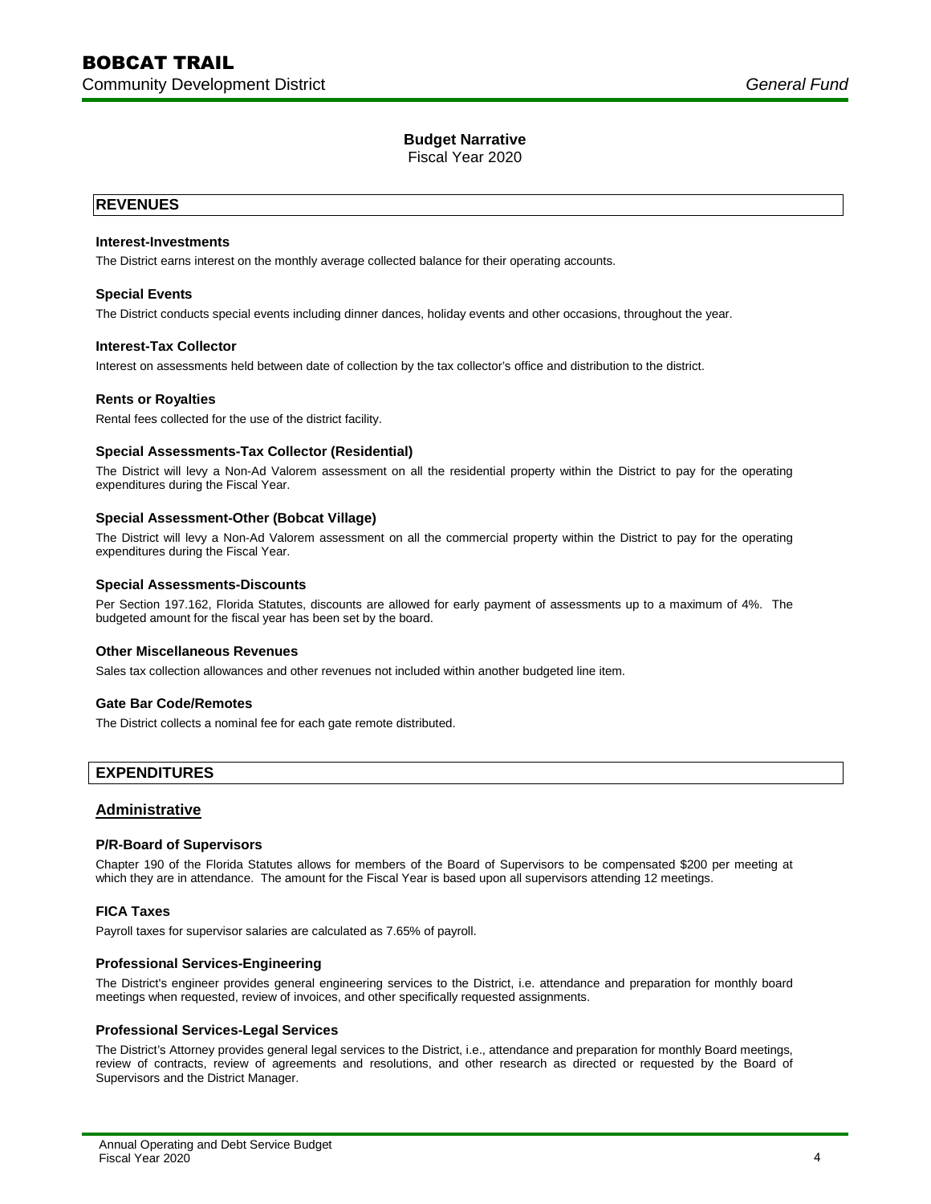# Budget Narrative

Fiscal Year 2020

## REVENUES

**Interest-Investments**

The District earns interest on the monthly average collected balance for their operating accounts.

**Special Events**

The District conducts special events including dinner dances, holiday events and other occasions, throughout the year.

**Interest-Tax Collector**

Interest on assessments held between date of collection by the tax collector's office and distribution to the district.

**Rents or Royalties**

Rental fees collected for the use of the district facility.

**Special Assessments-Tax Collector (Residential)**

The District will levy a Non-Ad Valorem assessment on all the residential property within the District to pay for the operating expenditures during the Fiscal Year.

**Special Assessment-Other (Bobcat Village)**

The District will levy a Non-Ad Valorem assessment on all the commercial property within the District to pay for the operating expenditures during the Fiscal Year.

**Special Assessments-Discounts**

Per Section 197.162, Florida Statutes, discounts are allowed for early payment of assessments up to a maximum of 4%. The budgeted amount for the fiscal year has been set by the board.

**Other Miscellaneous Revenues**

Sales tax collection allowances and other revenues not included within another budgeted line item.

**Gate Bar Code/Remotes**

The District collects a nominal fee for each gate remote distributed.

## EXPENDITURES

### Administrative

**P/R-Board of Supervisors**

Chapter 190 of the Florida Statutes allows for members of the Board of Supervisors to be compensated $200 per meeting at which they are in attendance. The amount for the Fiscal Year is based upon all supervisors attending 12 meetings.

**FICA Taxes**

Payroll taxes for supervisor salaries are calculated as 7.65% of payroll.

**Professional Services-Engineering**

The District's engineer provides general engineering services to the District, i.e. attendance and preparation for monthly board meetings when requested, review of invoices, and other specifically requested assignments.

**Professional Services-Legal Services**

The District's Attorney provides general legal services to the District, i.e., attendance and preparation for monthly Board meetings, review of contracts, review of agreements and resolutions, and other research as directed or requested by the Board of Supervisors and the District Manager.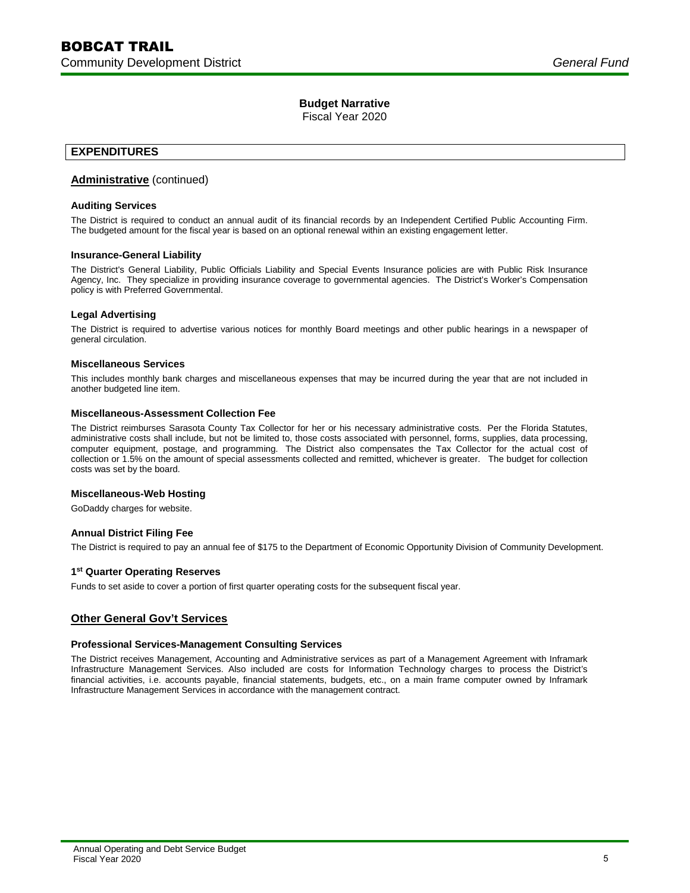## Budget Narrative

Fiscal Year 2020

## EXPENDITURES

### Administrative (continued)

**Auditing Services**

The District is required to conduct an annual audit of its financial records by an Independent Certified Public Accounting Firm. The budgeted amount for the fiscal year is based on an optional renewal within an existing engagement letter.

**Insurance-General Liability**

The District's General Liability, Public Officials Liability and Special Events Insurance policies are with Public Risk Insurance Agency, Inc. They specialize in providing insurance coverage to governmental agencies. The District's Worker's Compensation policy is with Preferred Governmental.

**Legal Advertising**

The District is required to advertise various notices for monthly Board meetings and other public hearings in a newspaper of general circulation.

**Miscellaneous Services**

This includes monthly bank charges and miscellaneous expenses that may be incurred during the year that are not included in another budgeted line item.

**Miscellaneous-Assessment Collection Fee**

The District reimburses Sarasota County Tax Collector for her or his necessary administrative costs. Per the Florida Statutes, administrative costs shall include, but not be limited to, those costs associated with personnel, forms, supplies, data processing, computer equipment, postage, and programming. The District also compensates the Tax Collector for the actual cost of collection or 1.5% on the amount of special assessments collected and remitted, whichever is greater. The budget for collection costs was set by the board.

**Miscellaneous-Web Hosting**

GoDaddy charges for website.

**Annual District Filing Fee**

The District is required to pay an annual fee of $175 to the Department of Economic Opportunity Division of Community Development.

**1st Quarter Operating Reserves**

Funds to set aside to cover a portion of first quarter operating costs for the subsequent fiscal year.

### Other General Gov't Services

**Professional Services-Management Consulting Services**

The District receives Management, Accounting and Administrative services as part of a Management Agreement with Inframark Infrastructure Management Services. Also included are costs for Information Technology charges to process the District's financial activities, i.e. accounts payable, financial statements, budgets, etc., on a main frame computer owned by Inframark Infrastructure Management Services in accordance with the management contract.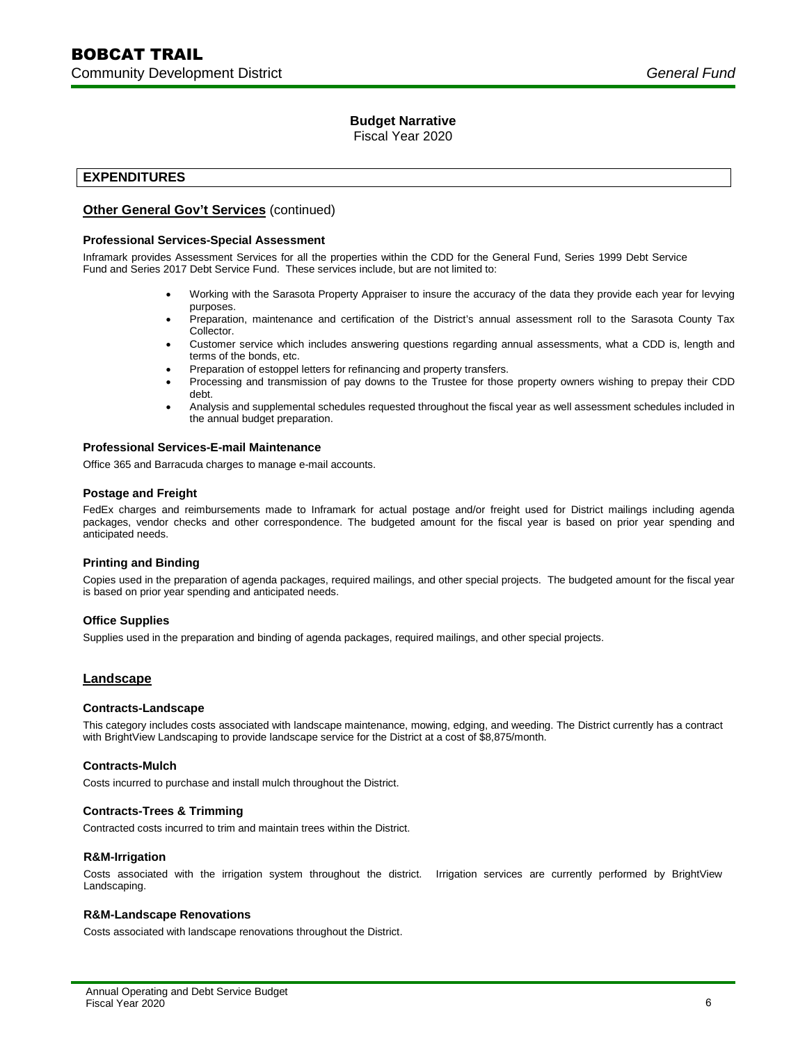## Budget Narrative

Fiscal Year 2020

## EXPENDITURES

### Other General Gov't Services (continued)

#### Professional Services-Special Assessment

Inframark provides Assessment Services for all the properties within the CDD for the General Fund, Series 1999 Debt Service Fund and Series 2017 Debt Service Fund. These services include, but are not limited to:

- Working with the Sarasota Property Appraiser to insure the accuracy of the data they provide each year for levying purposes.
- Preparation, maintenance and certification of the District's annual assessment roll to the Sarasota County Tax Collector.
- Customer service which includes answering questions regarding annual assessments, what a CDD is, length and terms of the bonds, etc.
- Preparation of estoppel letters for refinancing and property transfers.
- Processing and transmission of pay downs to the Trustee for those property owners wishing to prepay their CDD debt.
- Analysis and supplemental schedules requested throughout the fiscal year as well assessment schedules included in the annual budget preparation.

#### Professional Services-E-mail Maintenance

Office 365 and Barracuda charges to manage e-mail accounts.

#### Postage and Freight

FedEx charges and reimbursements made to Inframark for actual postage and/or freight used for District mailings including agenda packages, vendor checks and other correspondence. The budgeted amount for the fiscal year is based on prior year spending and anticipated needs.

#### Printing and Binding

Copies used in the preparation of agenda packages, required mailings, and other special projects. The budgeted amount for the fiscal year is based on prior year spending and anticipated needs.

#### Office Supplies

Supplies used in the preparation and binding of agenda packages, required mailings, and other special projects.

### Landscape

#### Contracts-Landscape

This category includes costs associated with landscape maintenance, mowing, edging, and weeding. The District currently has a contract with BrightView Landscaping to provide landscape service for the District at a cost of $8,875/month.

#### Contracts-Mulch

Costs incurred to purchase and install mulch throughout the District.

#### Contracts-Trees & Trimming

Contracted costs incurred to trim and maintain trees within the District.

#### R&M-Irrigation

Costs associated with the irrigation system throughout the district. Irrigation services are currently performed by BrightView Landscaping.

#### R&M-Landscape Renovations

Costs associated with landscape renovations throughout the District.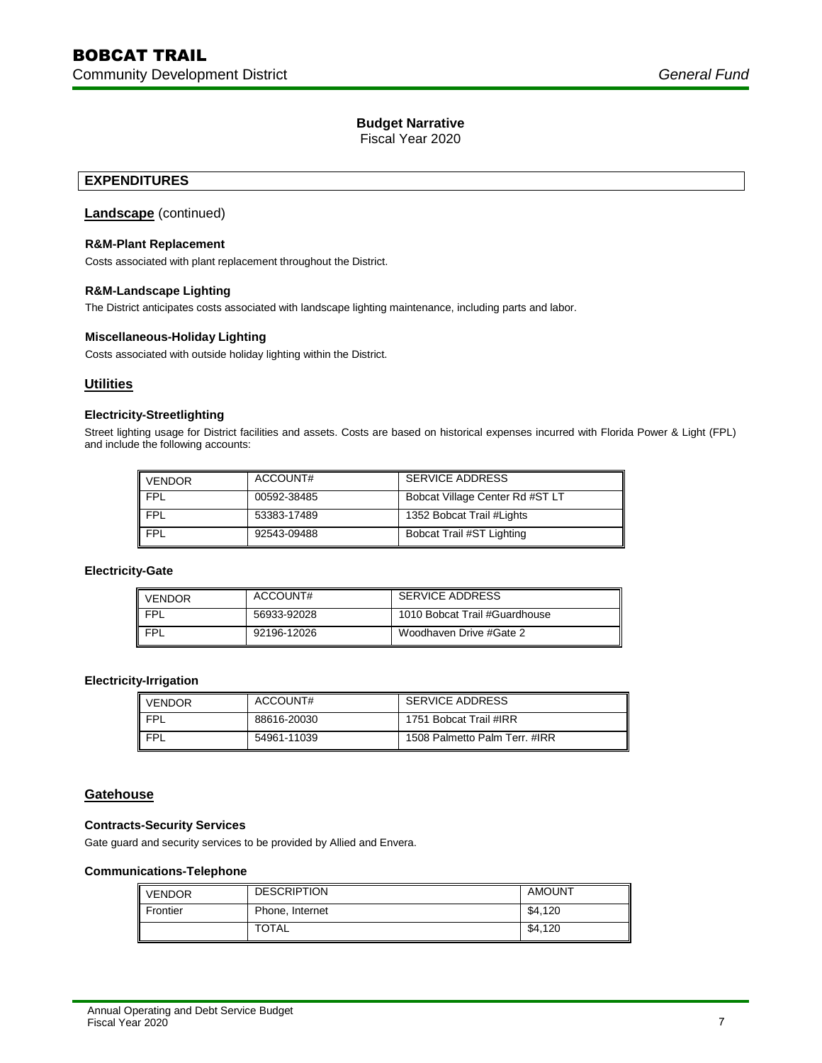## Budget Narrative

Fiscal Year 2020

### EXPENDITURES

**Landscape** (continued)

**R&M-Plant Replacement**

Costs associated with plant replacement throughout the District.

**R&M-Landscape Lighting**

The District anticipates costs associated with landscape lighting maintenance, including parts and labor.

**Miscellaneous-Holiday Lighting**

Costs associated with outside holiday lighting within the District.

**Utilities**

**Electricity-Streetlighting**

Street lighting usage for District facilities and assets. Costs are based on historical expenses incurred with Florida Power & Light (FPL) and include the following accounts:

| VENDOR | ACCOUNT# | SERVICE ADDRESS |
|---|---|---|
| FPL | 00592-38485 | Bobcat Village Center Rd #ST LT |
| FPL | 53383-17489 | 1352 Bobcat Trail #Lights |
| FPL | 92543-09488 | Bobcat Trail #ST Lighting |

**Electricity-Gate**

| VENDOR | ACCOUNT# | SERVICE ADDRESS |
|---|---|---|
| FPL | 56933-92028 | 1010 Bobcat Trail #Guardhouse |
| FPL | 92196-12026 | Woodhaven Drive #Gate 2 |

**Electricity-Irrigation**

| VENDOR | ACCOUNT# | SERVICE ADDRESS |
|---|---|---|
| FPL | 88616-20030 | 1751 Bobcat Trail #IRR |
| FPL | 54961-11039 | 1508 Palmetto Palm Terr. #IRR |

**Gatehouse**

**Contracts-Security Services**

Gate guard and security services to be provided by Allied and Envera.

**Communications-Telephone**

| VENDOR | DESCRIPTION | AMOUNT |
|---|---|---|
| Frontier | Phone, Internet | $4,120 |
| | TOTAL | $4,120 |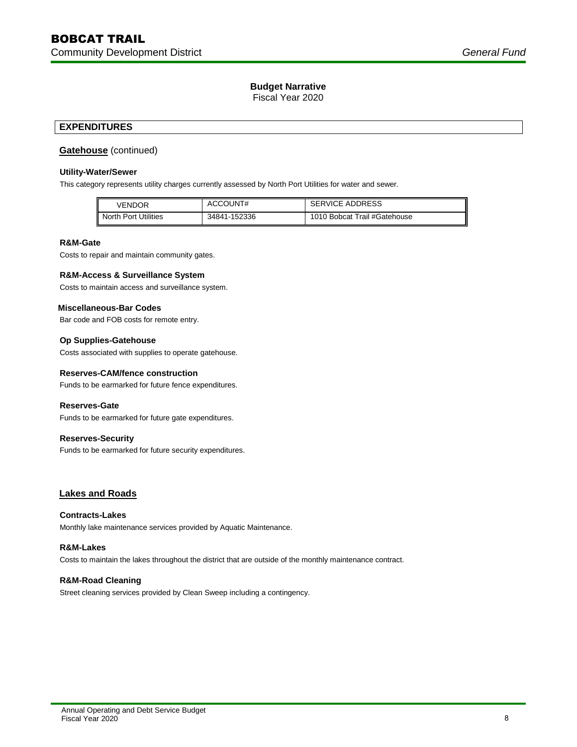## Budget Narrative

Fiscal Year 2020

### EXPENDITURES

**Gatehouse** (continued)

**Utility-Water/Sewer**

This category represents utility charges currently assessed by North Port Utilities for water and sewer.

| VENDOR | ACCOUNT# | SERVICE ADDRESS |
|---|---|---|
| North Port Utilities | 34841-152336 | 1010 Bobcat Trail #Gatehouse |

**R&M-Gate**

Costs to repair and maintain community gates.

**R&M-Access & Surveillance System**

Costs to maintain access and surveillance system.

**Miscellaneous-Bar Codes**

Bar code and FOB costs for remote entry.

**Op Supplies-Gatehouse**

Costs associated with supplies to operate gatehouse.

**Reserves-CAM/fence construction**

Funds to be earmarked for future fence expenditures.

**Reserves-Gate**

Funds to be earmarked for future gate expenditures.

**Reserves-Security**

Funds to be earmarked for future security expenditures.

**Lakes and Roads**

**Contracts-Lakes**

Monthly lake maintenance services provided by Aquatic Maintenance.

**R&M-Lakes**

Costs to maintain the lakes throughout the district that are outside of the monthly maintenance contract.

**R&M-Road Cleaning**

Street cleaning services provided by Clean Sweep including a contingency.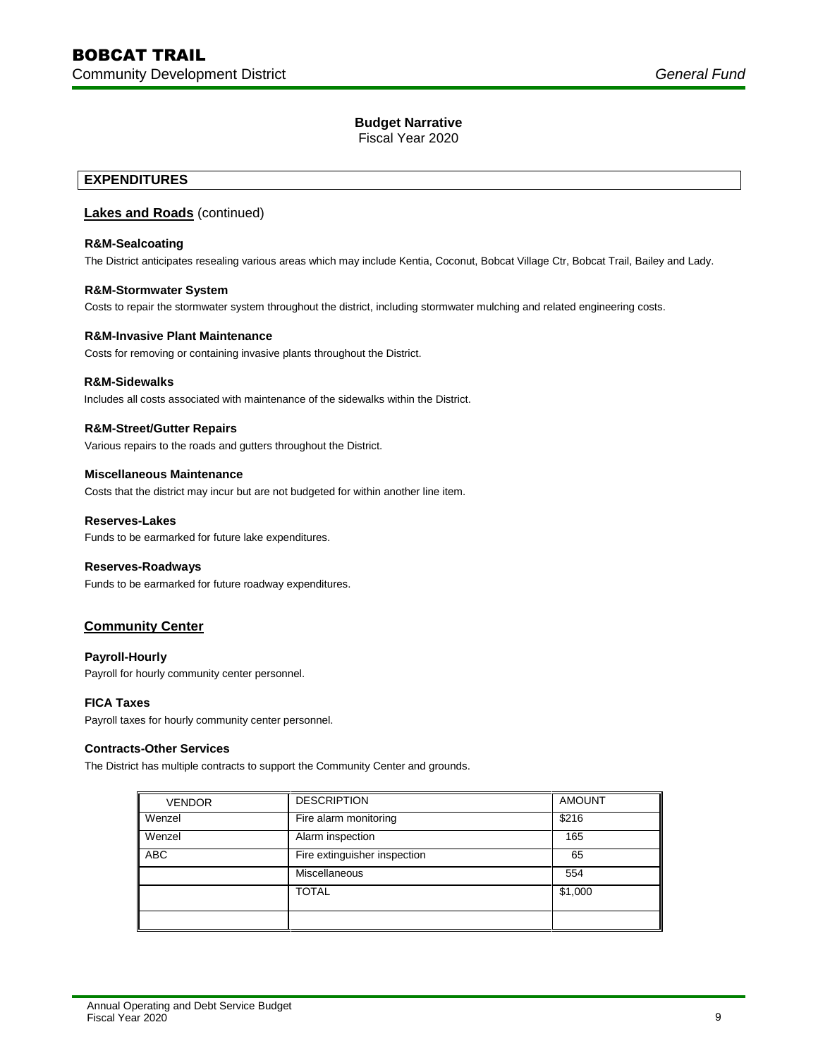# BOBCAT TRAIL

Community Development District

*General Fund*

**Budget Narrative**

Fiscal Year 2020

## EXPENDITURES

### Lakes and Roads (continued)

**R&M-Sealcoating**

The District anticipates resealing various areas which may include Kentia, Coconut, Bobcat Village Ctr, Bobcat Trail, Bailey and Lady.

**R&M-Stormwater System**

Costs to repair the stormwater system throughout the district, including stormwater mulching and related engineering costs.

**R&M-Invasive Plant Maintenance**

Costs for removing or containing invasive plants throughout the District.

**R&M-Sidewalks**

Includes all costs associated with maintenance of the sidewalks within the District.

**R&M-Street/Gutter Repairs**

Various repairs to the roads and gutters throughout the District.

**Miscellaneous Maintenance**

Costs that the district may incur but are not budgeted for within another line item.

**Reserves-Lakes**

Funds to be earmarked for future lake expenditures.

**Reserves-Roadways**

Funds to be earmarked for future roadway expenditures.

### Community Center

**Payroll-Hourly**

Payroll for hourly community center personnel.

**FICA Taxes**

Payroll taxes for hourly community center personnel.

**Contracts-Other Services**

The District has multiple contracts to support the Community Center and grounds.

| VENDOR | DESCRIPTION | AMOUNT |
|---|---|---|
| Wenzel | Fire alarm monitoring | $216 |
| Wenzel | Alarm inspection | 165 |
| ABC | Fire extinguisher inspection | 65 |
| | Miscellaneous | 554 |
| | TOTAL | $1,000 |
| | | |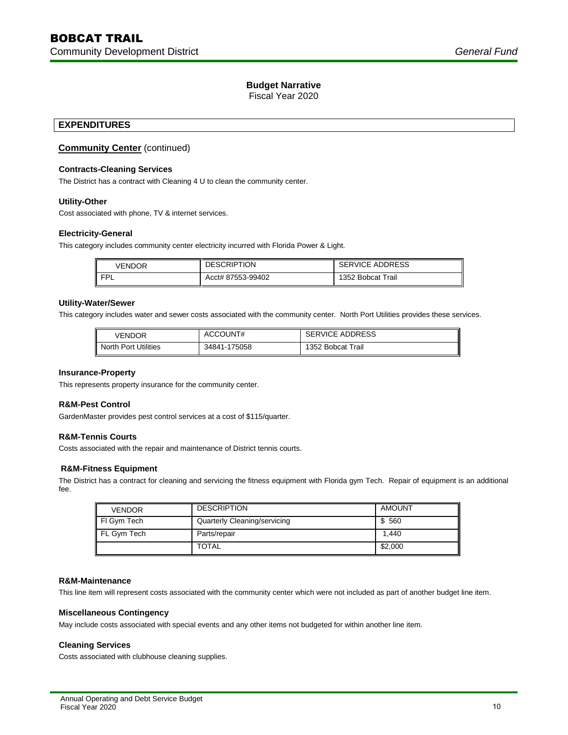## Budget Narrative

Fiscal Year 2020

## EXPENDITURES

### Community Center (continued)

**Contracts-Cleaning Services**

The District has a contract with Cleaning 4 U to clean the community center.

**Utility-Other**

Cost associated with phone, TV & internet services.

**Electricity-General**

This category includes community center electricity incurred with Florida Power & Light.

| VENDOR | DESCRIPTION | SERVICE ADDRESS |
|---|---|---|
| FPL | Acct# 87553-99402 | 1352 Bobcat Trail |

**Utility-Water/Sewer**

This category includes water and sewer costs associated with the community center. North Port Utilities provides these services.

| VENDOR | ACCOUNT# | SERVICE ADDRESS |
|---|---|---|
| North Port Utilities | 34841-175058 | 1352 Bobcat Trail |

**Insurance-Property**

This represents property insurance for the community center.

**R&M-Pest Control**

GardenMaster provides pest control services at a cost of $115/quarter.

**R&M-Tennis Courts**

Costs associated with the repair and maintenance of District tennis courts.

**R&M-Fitness Equipment**

The District has a contract for cleaning and servicing the fitness equipment with Florida gym Tech. Repair of equipment is an additional fee.

| VENDOR | DESCRIPTION | AMOUNT |
|---|---|---|
| Fl Gym Tech | Quarterly Cleaning/servicing | $ 560 |
| FL Gym Tech | Parts/repair | 1,440 |
| | TOTAL | $2,000 |

**R&M-Maintenance**

This line item will represent costs associated with the community center which were not included as part of another budget line item.

**Miscellaneous Contingency**

May include costs associated with special events and any other items not budgeted for within another line item.

**Cleaning Services**

Costs associated with clubhouse cleaning supplies.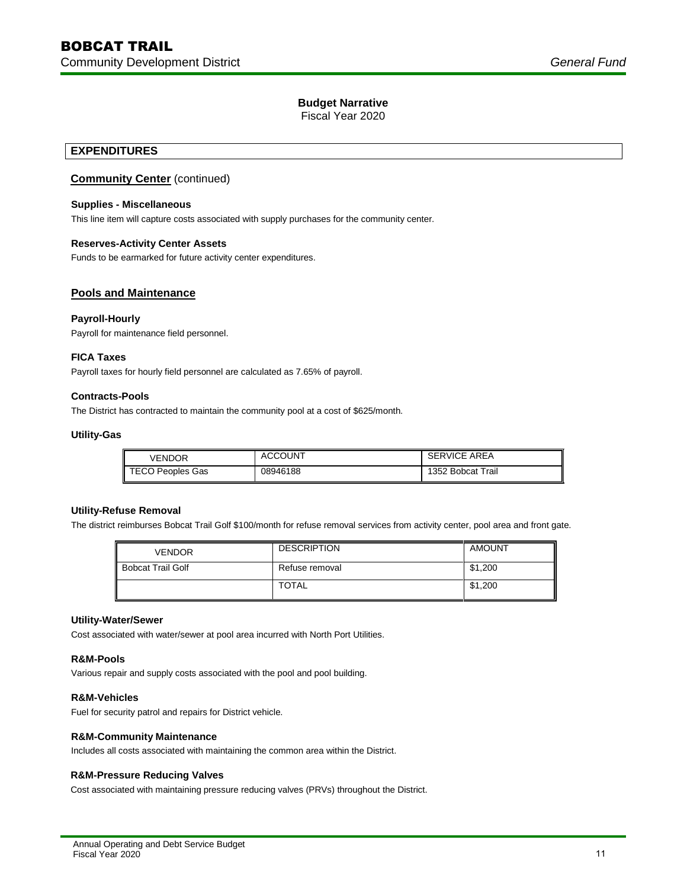## Budget Narrative

Fiscal Year 2020

## EXPENDITURES

### Community Center (continued)

**Supplies - Miscellaneous**

This line item will capture costs associated with supply purchases for the community center.

**Reserves-Activity Center Assets**

Funds to be earmarked for future activity center expenditures.

### Pools and Maintenance

**Payroll-Hourly**

Payroll for maintenance field personnel.

**FICA Taxes**

Payroll taxes for hourly field personnel are calculated as 7.65% of payroll.

**Contracts-Pools**

The District has contracted to maintain the community pool at a cost of $625/month.

**Utility-Gas**

| VENDOR | ACCOUNT | SERVICE AREA |
|---|---|---|
| TECO Peoples Gas | 08946188 | 1352 Bobcat Trail |

**Utility-Refuse Removal**

The district reimburses Bobcat Trail Golf $100/month for refuse removal services from activity center, pool area and front gate.

| VENDOR | DESCRIPTION | AMOUNT |
|---|---|---|
| Bobcat Trail Golf | Refuse removal | $1,200 |
| | TOTAL | $1,200 |

**Utility-Water/Sewer**

Cost associated with water/sewer at pool area incurred with North Port Utilities.

**R&M-Pools**

Various repair and supply costs associated with the pool and pool building.

**R&M-Vehicles**

Fuel for security patrol and repairs for District vehicle.

**R&M-Community Maintenance**

Includes all costs associated with maintaining the common area within the District.

**R&M-Pressure Reducing Valves**

Cost associated with maintaining pressure reducing valves (PRVs) throughout the District.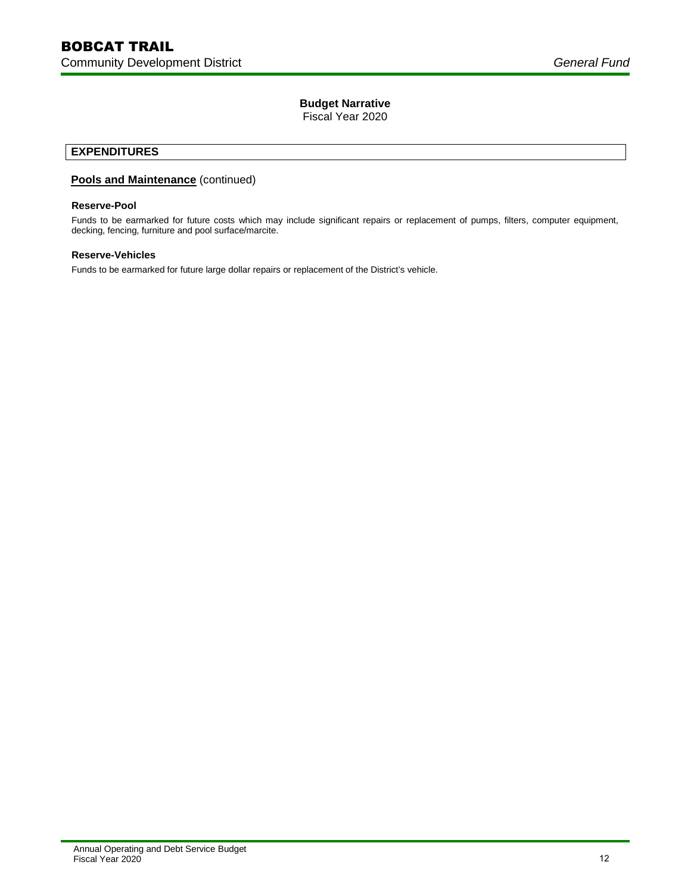# Budget Narrative

Fiscal Year 2020

## EXPENDITURES

### Pools and Maintenance (continued)

**Reserve-Pool**

Funds to be earmarked for future costs which may include significant repairs or replacement of pumps, filters, computer equipment, decking, fencing, furniture and pool surface/marcite.

**Reserve-Vehicles**

Funds to be earmarked for future large dollar repairs or replacement of the District's vehicle.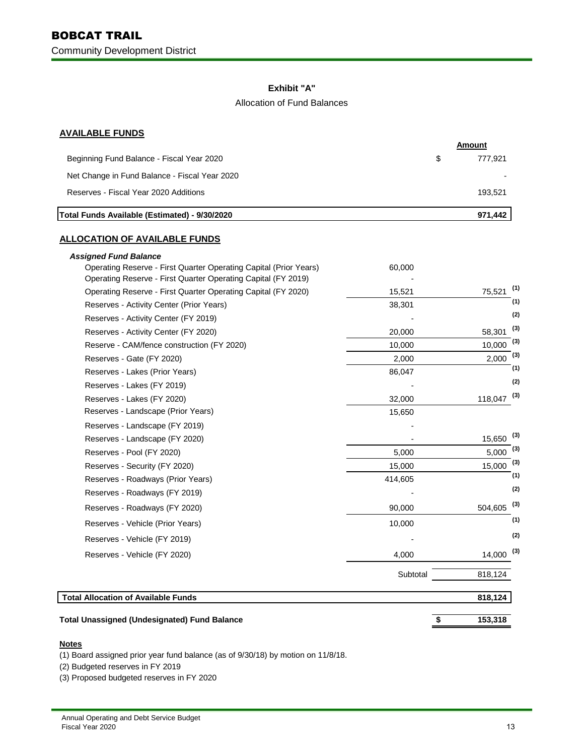# BOBCAT TRAIL

Community Development District

## Exhibit "A"

Allocation of Fund Balances

### AVAILABLE FUNDS

| | | Amount |
|---|---|---|
| Beginning Fund Balance - Fiscal Year 2020 | | $ 777,921 |
| Net Change in Fund Balance - Fiscal Year 2020 | | - |
| Reserves - Fiscal Year 2020 Additions | | 193,521 |
| **Total Funds Available (Estimated) - 9/30/2020** | | **971,442** |

### ALLOCATION OF AVAILABLE FUNDS

| | | | |
|---|---|---|---|
| ***Assigned Fund Balance*** | | | |
| Operating Reserve - First Quarter Operating Capital (Prior Years) | 60,000 | | |
| Operating Reserve - First Quarter Operating Capital (FY 2019) | - | | |
| Operating Reserve - First Quarter Operating Capital (FY 2020) | 15,521 | 75,521 | (1) |
| Reserves - Activity Center (Prior Years) | 38,301 | | (1) |
| Reserves - Activity Center (FY 2019) | - | | (2) |
| Reserves - Activity Center (FY 2020) | 20,000 | 58,301 | (3) |
| Reserve - CAM/fence construction (FY 2020) | 10,000 | 10,000 | (3) |
| Reserves - Gate (FY 2020) | 2,000 | 2,000 | (3) |
| Reserves - Lakes (Prior Years) | 86,047 | | (1) |
| Reserves - Lakes (FY 2019) | - | | (2) |
| Reserves - Lakes (FY 2020) | 32,000 | 118,047 | (3) |
| Reserves - Landscape (Prior Years) | 15,650 | | |
| Reserves - Landscape (FY 2019) | - | | |
| Reserves - Landscape (FY 2020) | - | 15,650 | (3) |
| Reserves - Pool (FY 2020) | 5,000 | 5,000 | (3) |
| Reserves - Security (FY 2020) | 15,000 | 15,000 | (3) |
| Reserves - Roadways (Prior Years) | 414,605 | | (1) |
| Reserves - Roadways (FY 2019) | - | | (2) |
| Reserves - Roadways (FY 2020) | 90,000 | 504,605 | (3) |
| Reserves - Vehicle (Prior Years) | 10,000 | | (1) |
| Reserves - Vehicle (FY 2019) | - | | (2) |
| Reserves - Vehicle (FY 2020) | 4,000 | 14,000 | (3) |
| | Subtotal | 818,124 | |
| **Total Allocation of Available Funds** | | **818,124** | |
| **Total Unassigned (Undesignated) Fund Balance** | | **$ 153,318** | |

**Notes**

(1) Board assigned prior year fund balance (as of 9/30/18) by motion on 11/8/18.

(2) Budgeted reserves in FY 2019

(3) Proposed budgeted reserves in FY 2020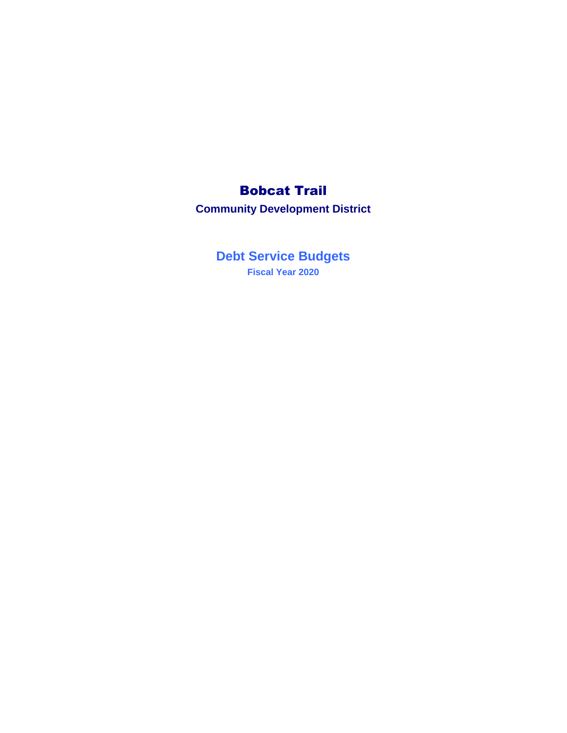# Bobcat Trail

**Community Development District**

## Debt Service Budgets

**Fiscal Year 2020**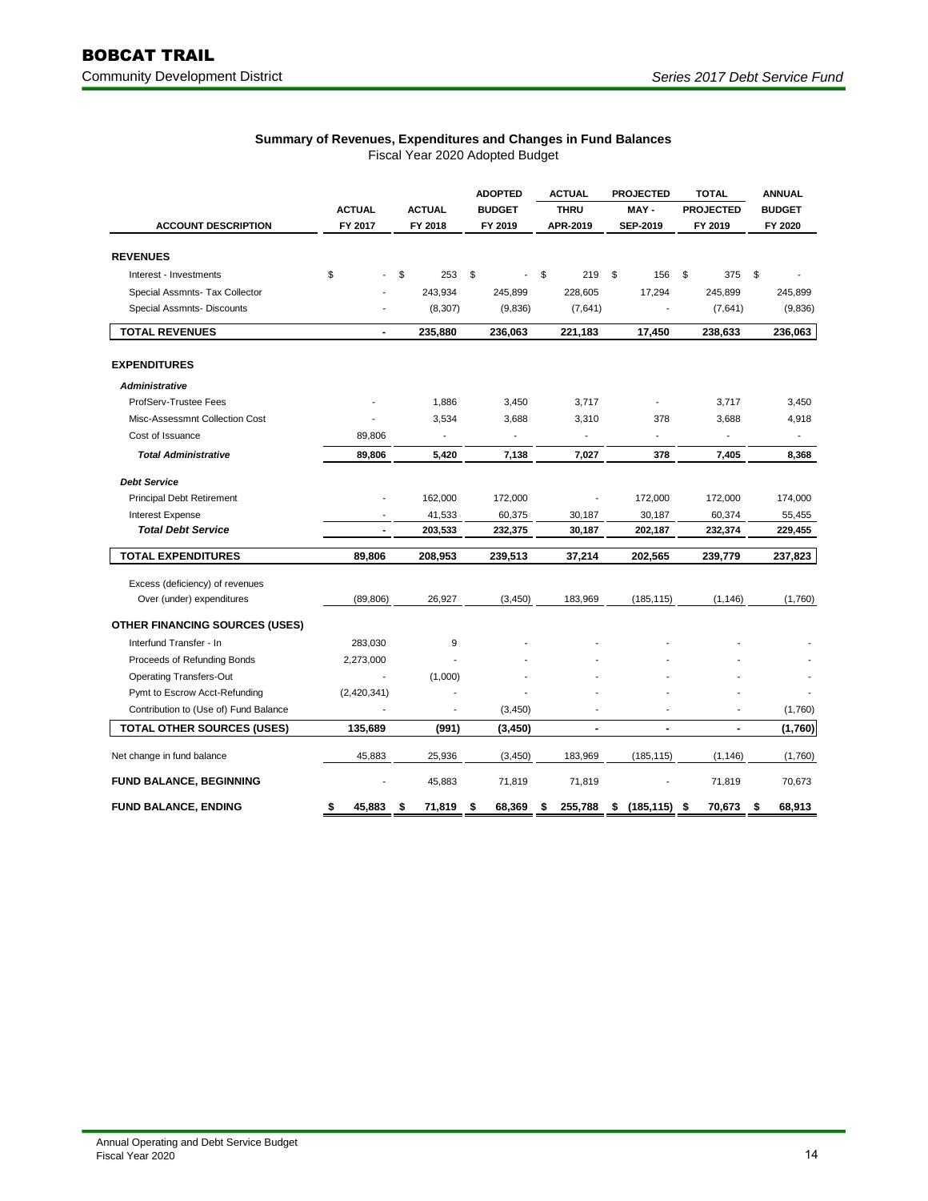# BOBCAT TRAIL

Community Development District

*Series 2017 Debt Service Fund*

**Summary of Revenues, Expenditures and Changes in Fund Balances**

Fiscal Year 2020 Adopted Budget

| ACCOUNT DESCRIPTION | ACTUAL FY 2017 | ACTUAL FY 2018 | ADOPTED BUDGET FY 2019 | ACTUAL THRU APR-2019 | PROJECTED MAY - SEP-2019 | TOTAL PROJECTED FY 2019 | ANNUAL BUDGET FY 2020 |
|---|---|---|---|---|---|---|---|
| **REVENUES** | | | | | | | |
| Interest - Investments | $ - | $ 253 | $ - | $ 219 | $ 156 | $ 375 | $ - |
| Special Assmnts- Tax Collector | - | 243,934 | 245,899 | 228,605 | 17,294 | 245,899 | 245,899 |
| Special Assmnts- Discounts | - | (8,307) | (9,836) | (7,641) | - | (7,641) | (9,836) |
| **TOTAL REVENUES** | **-** | **235,880** | **236,063** | **221,183** | **17,450** | **238,633** | **236,063** |
| **EXPENDITURES** | | | | | | | |
| ***Administrative*** | | | | | | | |
| ProfServ-Trustee Fees | - | 1,886 | 3,450 | 3,717 | - | 3,717 | 3,450 |
| Misc-Assessmnt Collection Cost | - | 3,534 | 3,688 | 3,310 | 378 | 3,688 | 4,918 |
| Cost of Issuance | 89,806 | - | - | - | - | - | - |
| ***Total Administrative*** | **89,806** | **5,420** | **7,138** | **7,027** | **378** | **7,405** | **8,368** |
| ***Debt Service*** | | | | | | | |
| Principal Debt Retirement | - | 162,000 | 172,000 | - | 172,000 | 172,000 | 174,000 |
| Interest Expense | - | 41,533 | 60,375 | 30,187 | 30,187 | 60,374 | 55,455 |
| ***Total Debt Service*** | **-** | **203,533** | **232,375** | **30,187** | **202,187** | **232,374** | **229,455** |
| **TOTAL EXPENDITURES** | **89,806** | **208,953** | **239,513** | **37,214** | **202,565** | **239,779** | **237,823** |
| Excess (deficiency) of revenues Over (under) expenditures | (89,806) | 26,927 | (3,450) | 183,969 | (185,115) | (1,146) | (1,760) |
| **OTHER FINANCING SOURCES (USES)** | | | | | | | |
| Interfund Transfer - In | 283,030 | 9 | - | - | - | - | - |
| Proceeds of Refunding Bonds | 2,273,000 | - | - | - | - | - | - |
| Operating Transfers-Out | - | (1,000) | - | - | - | - | - |
| Pymt to Escrow Acct-Refunding | (2,420,341) | - | - | - | - | - | - |
| Contribution to (Use of) Fund Balance | - | - | (3,450) | - | - | - | (1,760) |
| **TOTAL OTHER SOURCES (USES)** | **135,689** | **(991)** | **(3,450)** | **-** | **-** | **-** | **(1,760)** |
| Net change in fund balance | 45,883 | 25,936 | (3,450) | 183,969 | (185,115) | (1,146) | (1,760) |
| **FUND BALANCE, BEGINNING** | - | 45,883 | 71,819 | 71,819 | - | 71,819 | 70,673 |
| **FUND BALANCE, ENDING** | **$ 45,883** | **$ 71,819** | **$ 68,369** | **$ 255,788** | **$ (185,115)** | **$ 70,673** | **$ 68,913** |

Annual Operating and Debt Service Budget
Fiscal Year 2020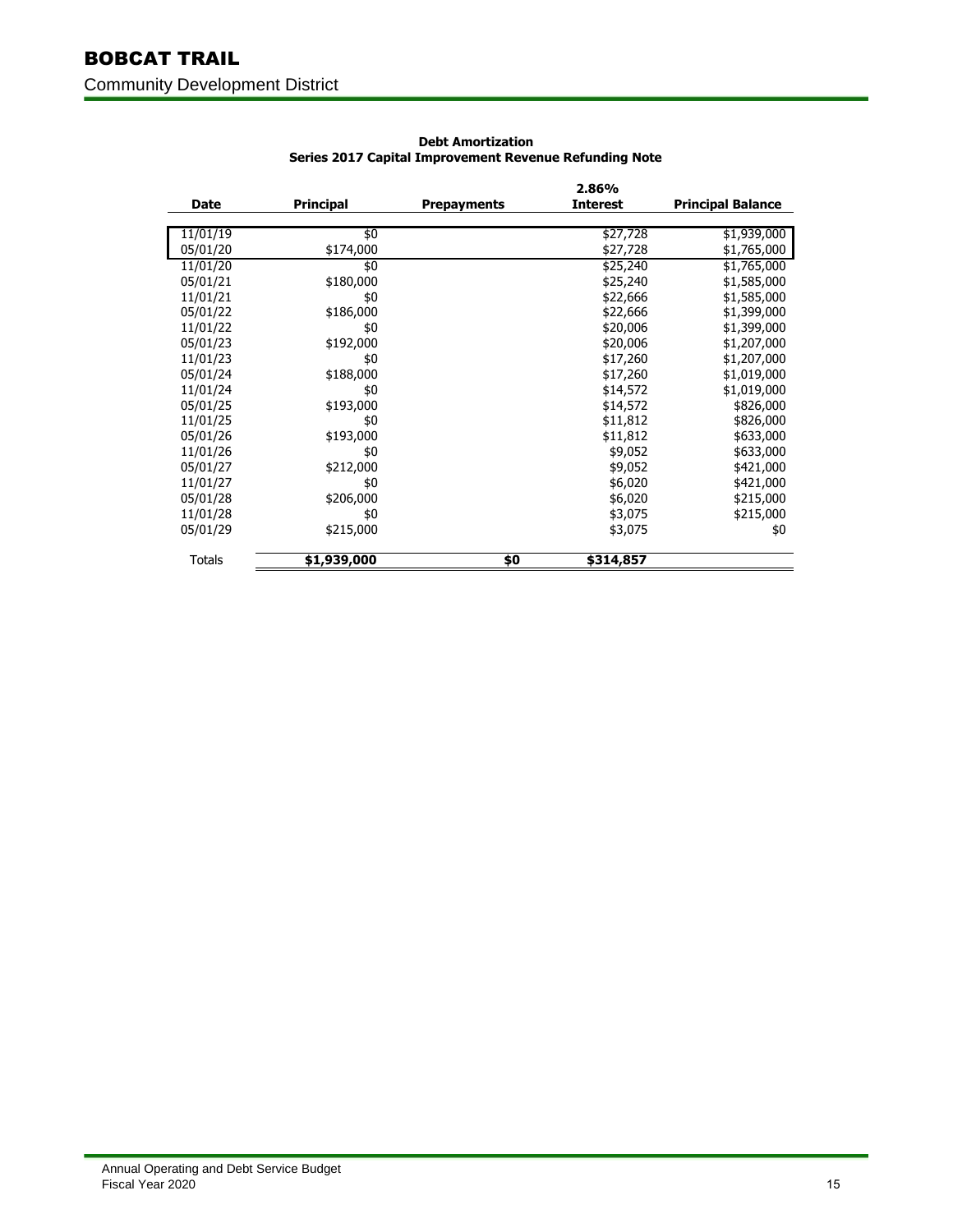# BOBCAT TRAIL

## Community Development District

### Debt Amortization
### Series 2017 Capital Improvement Revenue Refunding Note

| Date | Principal | Prepayments | 2.86% Interest | Principal Balance |
|---|---|---|---|---|
| 11/01/19 | $0 | | $27,728 | $1,939,000 |
| 05/01/20 | $174,000 | | $27,728 | $1,765,000 |
| 11/01/20 | $0 | | $25,240 | $1,765,000 |
| 05/01/21 | $180,000 | | $25,240 | $1,585,000 |
| 11/01/21 | $0 | | $22,666 | $1,585,000 |
| 05/01/22 | $186,000 | | $22,666 | $1,399,000 |
| 11/01/22 | $0 | | $20,006 | $1,399,000 |
| 05/01/23 | $192,000 | | $20,006 | $1,207,000 |
| 11/01/23 | $0 | | $17,260 | $1,207,000 |
| 05/01/24 | $188,000 | | $17,260 | $1,019,000 |
| 11/01/24 | $0 | | $14,572 | $1,019,000 |
| 05/01/25 | $193,000 | | $14,572 | $826,000 |
| 11/01/25 | $0 | | $11,812 | $826,000 |
| 05/01/26 | $193,000 | | $11,812 | $633,000 |
| 11/01/26 | $0 | | $9,052 | $633,000 |
| 05/01/27 | $212,000 | | $9,052 | $421,000 |
| 11/01/27 | $0 | | $6,020 | $421,000 |
| 05/01/28 | $206,000 | | $6,020 | $215,000 |
| 11/01/28 | $0 | | $3,075 | $215,000 |
| 05/01/29 | $215,000 | | $3,075 | $0 |
| Totals | **$1,939,000** | **$0** | **$314,857** | |

Annual Operating and Debt Service Budget
Fiscal Year 2020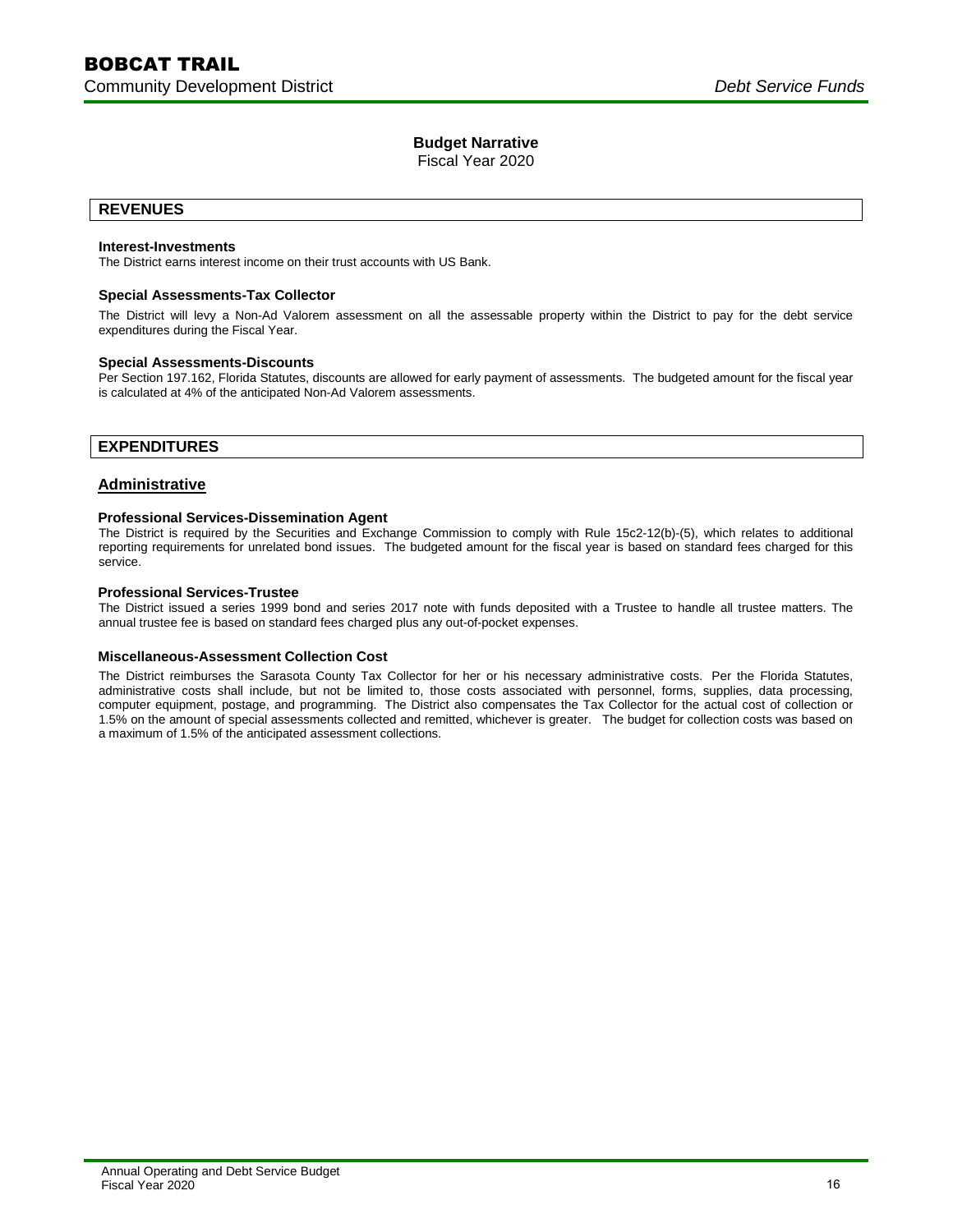# BOBCAT TRAIL

Community Development District *Debt Service Funds*

## Budget Narrative

Fiscal Year 2020

## REVENUES

**Interest-Investments**

The District earns interest income on their trust accounts with US Bank.

**Special Assessments-Tax Collector**

The District will levy a Non-Ad Valorem assessment on all the assessable property within the District to pay for the debt service expenditures during the Fiscal Year.

**Special Assessments-Discounts**

Per Section 197.162, Florida Statutes, discounts are allowed for early payment of assessments. The budgeted amount for the fiscal year is calculated at 4% of the anticipated Non-Ad Valorem assessments.

## EXPENDITURES

### Administrative

**Professional Services-Dissemination Agent**

The District is required by the Securities and Exchange Commission to comply with Rule 15c2-12(b)-(5), which relates to additional reporting requirements for unrelated bond issues. The budgeted amount for the fiscal year is based on standard fees charged for this service.

**Professional Services-Trustee**

The District issued a series 1999 bond and series 2017 note with funds deposited with a Trustee to handle all trustee matters. The annual trustee fee is based on standard fees charged plus any out-of-pocket expenses.

**Miscellaneous-Assessment Collection Cost**

The District reimburses the Sarasota County Tax Collector for her or his necessary administrative costs. Per the Florida Statutes, administrative costs shall include, but not be limited to, those costs associated with personnel, forms, supplies, data processing, computer equipment, postage, and programming. The District also compensates the Tax Collector for the actual cost of collection or 1.5% on the amount of special assessments collected and remitted, whichever is greater. The budget for collection costs was based on a maximum of 1.5% of the anticipated assessment collections.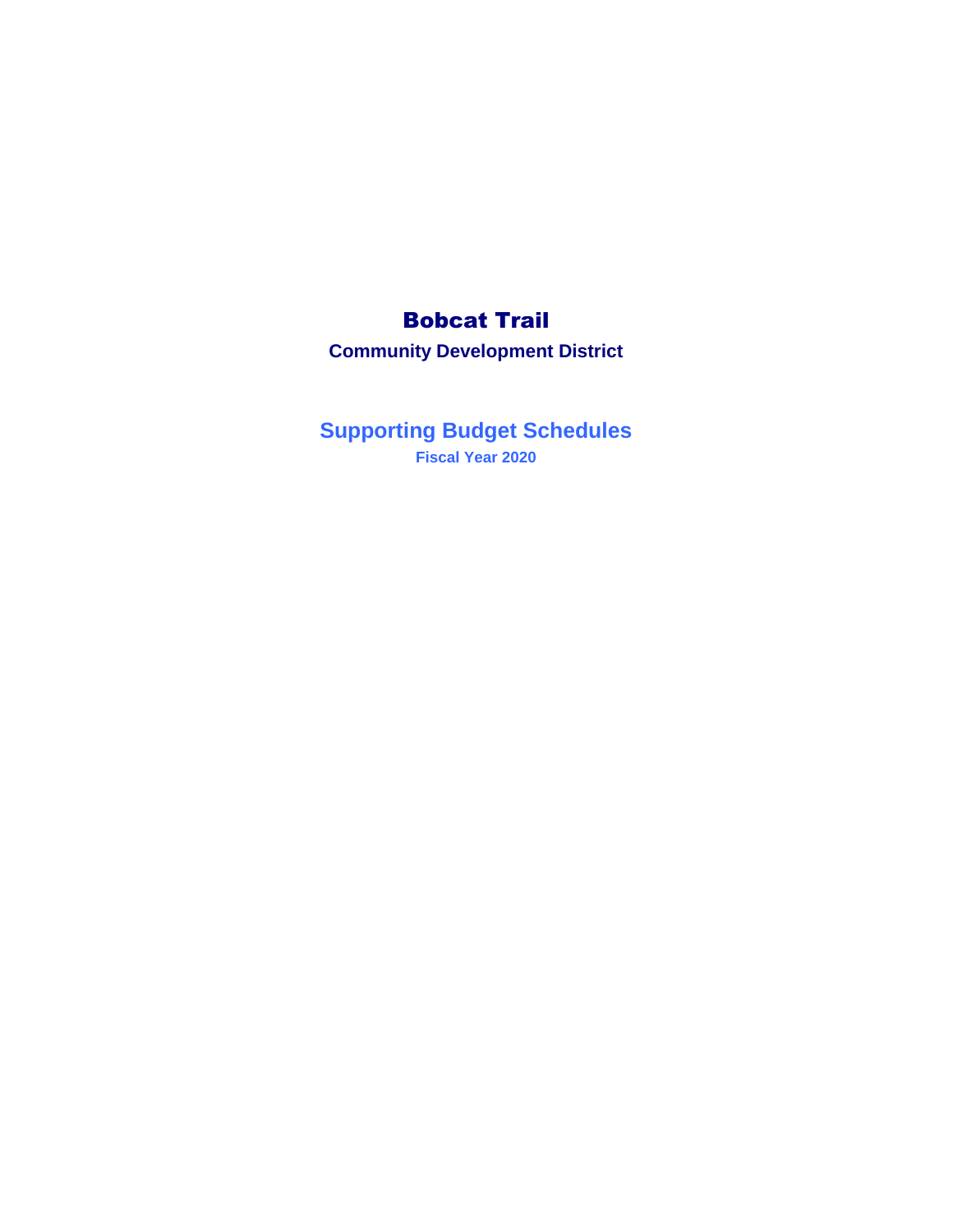# Bobcat Trail

## Community Development District

## Supporting Budget Schedules

### Fiscal Year 2020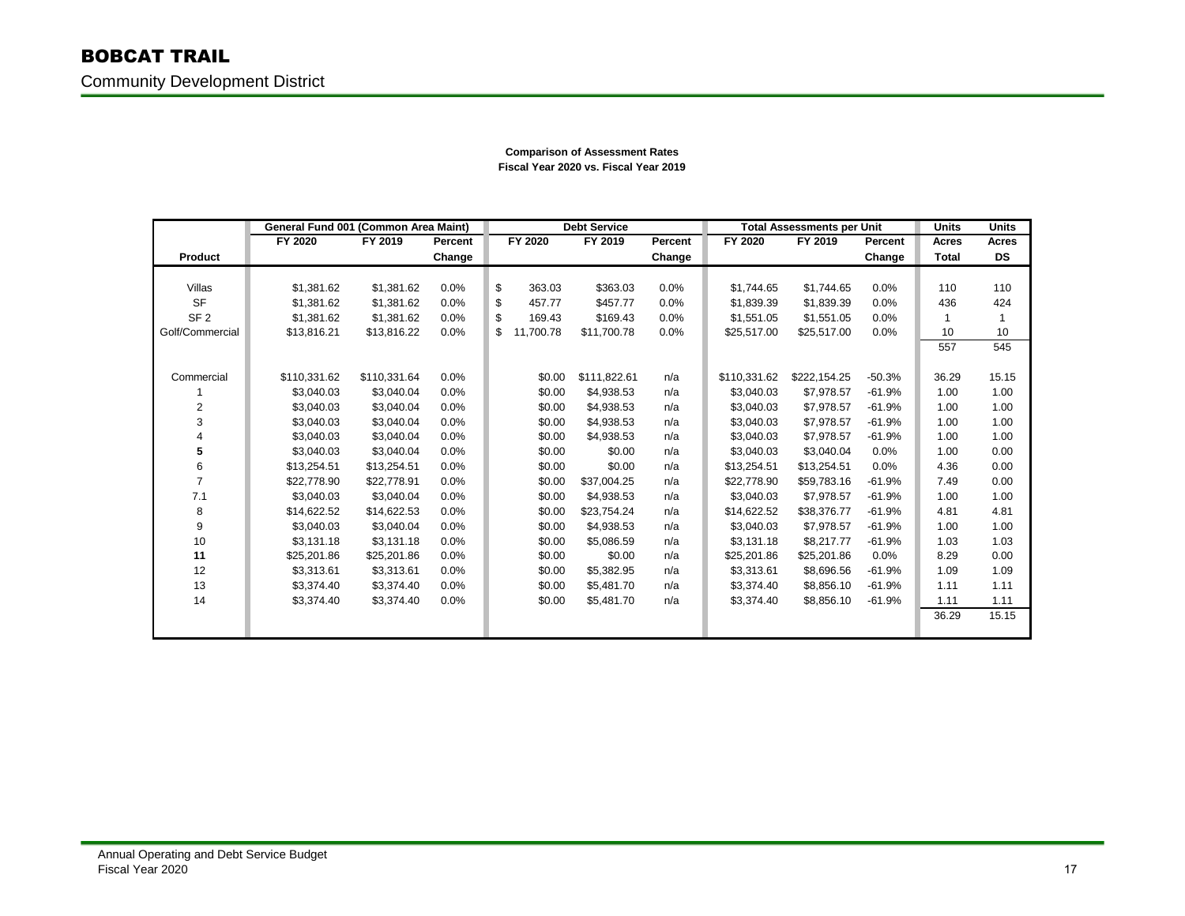# BOBCAT TRAIL

Community Development District

**Comparison of Assessment Rates**
**Fiscal Year 2020 vs. Fiscal Year 2019**

| | General Fund 001 (Common Area Maint) | | | Debt Service | | | Total Assessments per Unit | | | Units | Units |
|---|---|---|---|---|---|---|---|---|---|---|---|
| Product | FY 2020 | FY 2019 | Percent Change | FY 2020 | FY 2019 | Percent Change | FY 2020 | FY 2019 | Percent Change | Acres Total | Acres DS |
| Villas | $1,381.62 | $1,381.62 | 0.0% | $ 363.03 | $363.03 | 0.0% | $1,744.65 | $1,744.65 | 0.0% | 110 | 110 |
| SF | $1,381.62 | $1,381.62 | 0.0% | $ 457.77 | $457.77 | 0.0% | $1,839.39 | $1,839.39 | 0.0% | 436 | 424 |
| SF 2 | $1,381.62 | $1,381.62 | 0.0% | $ 169.43 | $169.43 | 0.0% | $1,551.05 | $1,551.05 | 0.0% | 1 | 1 |
| Golf/Commercial | $13,816.21 | $13,816.22 | 0.0% | $ 11,700.78 | $11,700.78 | 0.0% | $25,517.00 | $25,517.00 | 0.0% | 10 | 10 |
| | | | | | | | | | | 557 | 545 |
| Commercial | $110,331.62 | $110,331.64 | 0.0% | $0.00 | $111,822.61 | n/a | $110,331.62 | $222,154.25 | -50.3% | 36.29 | 15.15 |
| 1 | $3,040.03 | $3,040.04 | 0.0% | $0.00 | $4,938.53 | n/a | $3,040.03 | $7,978.57 | -61.9% | 1.00 | 1.00 |
| 2 | $3,040.03 | $3,040.04 | 0.0% | $0.00 | $4,938.53 | n/a | $3,040.03 | $7,978.57 | -61.9% | 1.00 | 1.00 |
| 3 | $3,040.03 | $3,040.04 | 0.0% | $0.00 | $4,938.53 | n/a | $3,040.03 | $7,978.57 | -61.9% | 1.00 | 1.00 |
| 4 | $3,040.03 | $3,040.04 | 0.0% | $0.00 | $4,938.53 | n/a | $3,040.03 | $7,978.57 | -61.9% | 1.00 | 1.00 |
| **5** | $3,040.03 | $3,040.04 | 0.0% | $0.00 | $0.00 | n/a | $3,040.03 | $3,040.04 | 0.0% | 1.00 | 0.00 |
| 6 | $13,254.51 | $13,254.51 | 0.0% | $0.00 | $0.00 | n/a | $13,254.51 | $13,254.51 | 0.0% | 4.36 | 0.00 |
| 7 | $22,778.90 | $22,778.91 | 0.0% | $0.00 | $37,004.25 | n/a | $22,778.90 | $59,783.16 | -61.9% | 7.49 | 0.00 |
| 7.1 | $3,040.03 | $3,040.04 | 0.0% | $0.00 | $4,938.53 | n/a | $3,040.03 | $7,978.57 | -61.9% | 1.00 | 1.00 |
| 8 | $14,622.52 | $14,622.53 | 0.0% | $0.00 | $23,754.24 | n/a | $14,622.52 | $38,376.77 | -61.9% | 4.81 | 4.81 |
| 9 | $3,040.03 | $3,040.04 | 0.0% | $0.00 | $4,938.53 | n/a | $3,040.03 | $7,978.57 | -61.9% | 1.00 | 1.00 |
| 10 | $3,131.18 | $3,131.18 | 0.0% | $0.00 | $5,086.59 | n/a | $3,131.18 | $8,217.77 | -61.9% | 1.03 | 1.03 |
| **11** | $25,201.86 | $25,201.86 | 0.0% | $0.00 | $0.00 | n/a | $25,201.86 | $25,201.86 | 0.0% | 8.29 | 0.00 |
| 12 | $3,313.61 | $3,313.61 | 0.0% | $0.00 | $5,382.95 | n/a | $3,313.61 | $8,696.56 | -61.9% | 1.09 | 1.09 |
| 13 | $3,374.40 | $3,374.40 | 0.0% | $0.00 | $5,481.70 | n/a | $3,374.40 | $8,856.10 | -61.9% | 1.11 | 1.11 |
| 14 | $3,374.40 | $3,374.40 | 0.0% | $0.00 | $5,481.70 | n/a | $3,374.40 | $8,856.10 | -61.9% | 1.11 | 1.11 |
| | | | | | | | | | | 36.29 | 15.15 |